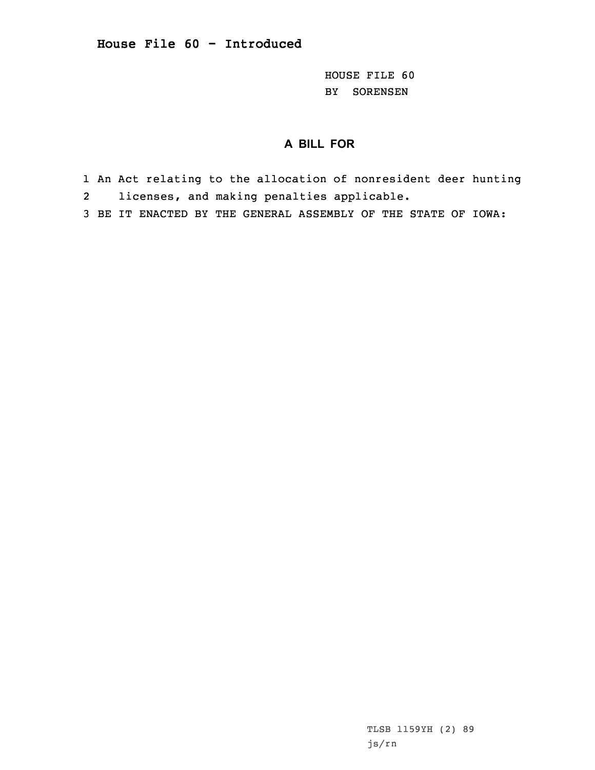# House File 60 - Introduced

HOUSE FILE 60
BY SORENSEN

## A BILL FOR

1 An Act relating to the allocation of nonresident deer hunting
2 licenses, and making penalties applicable.
3 BE IT ENACTED BY THE GENERAL ASSEMBLY OF THE STATE OF IOWA:

TLSB 1159YH (2) 89
js/rn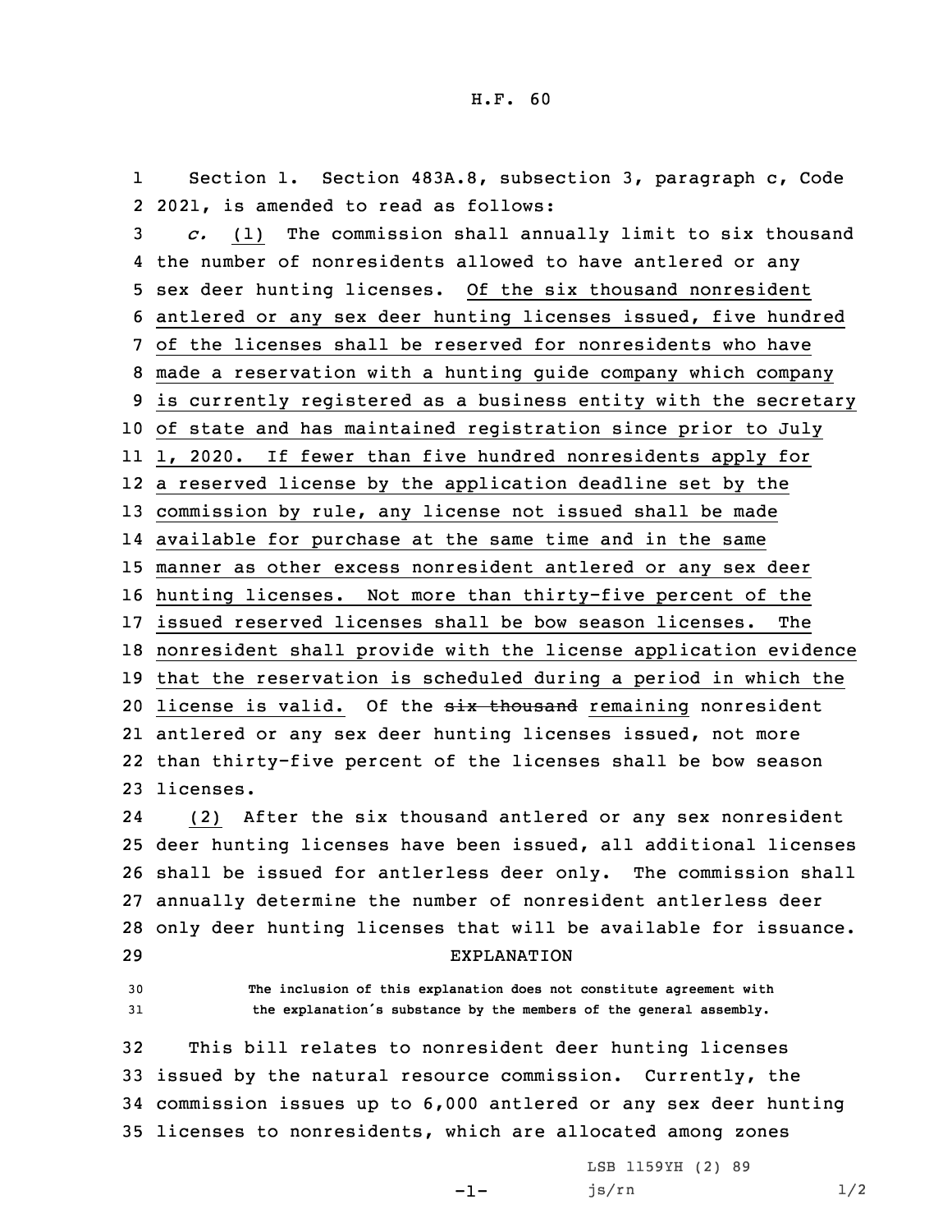Section 1. Section 483A.8, subsection 3, paragraph c, Code 2021, is amended to read as follows:

*c.* (1) The commission shall annually limit to six thousand the number of nonresidents allowed to have antlered or any sex deer hunting licenses. Of the six thousand nonresident antlered or any sex deer hunting licenses issued, five hundred of the licenses shall be reserved for nonresidents who have made a reservation with a hunting guide company which company is currently registered as a business entity with the secretary of state and has maintained registration since prior to July 1, 2020. If fewer than five hundred nonresidents apply for a reserved license by the application deadline set by the commission by rule, any license not issued shall be made available for purchase at the same time and in the same manner as other excess nonresident antlered or any sex deer hunting licenses. Not more than thirty-five percent of the issued reserved licenses shall be bow season licenses. The nonresident shall provide with the license application evidence that the reservation is scheduled during a period in which the license is valid. Of the ~~six thousand~~ remaining nonresident antlered or any sex deer hunting licenses issued, not more than thirty-five percent of the licenses shall be bow season licenses.

(2) After the six thousand antlered or any sex nonresident deer hunting licenses have been issued, all additional licenses shall be issued for antlerless deer only. The commission shall annually determine the number of nonresident antlerless deer only deer hunting licenses that will be available for issuance.

## EXPLANATION

**The inclusion of this explanation does not constitute agreement with the explanation's substance by the members of the general assembly.**

This bill relates to nonresident deer hunting licenses issued by the natural resource commission. Currently, the commission issues up to 6,000 antlered or any sex deer hunting licenses to nonresidents, which are allocated among zones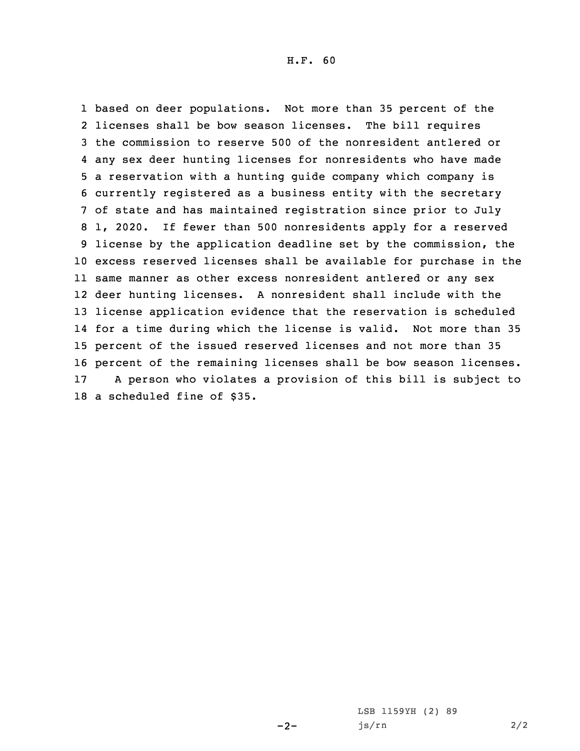based on deer populations. Not more than 35 percent of the licenses shall be bow season licenses. The bill requires the commission to reserve 500 of the nonresident antlered or any sex deer hunting licenses for nonresidents who have made a reservation with a hunting guide company which company is currently registered as a business entity with the secretary of state and has maintained registration since prior to July 1, 2020. If fewer than 500 nonresidents apply for a reserved license by the application deadline set by the commission, the excess reserved licenses shall be available for purchase in the same manner as other excess nonresident antlered or any sex deer hunting licenses. A nonresident shall include with the license application evidence that the reservation is scheduled for a time during which the license is valid. Not more than 35 percent of the issued reserved licenses and not more than 35 percent of the remaining licenses shall be bow season licenses.

A person who violates a provision of this bill is subject to a scheduled fine of $35.